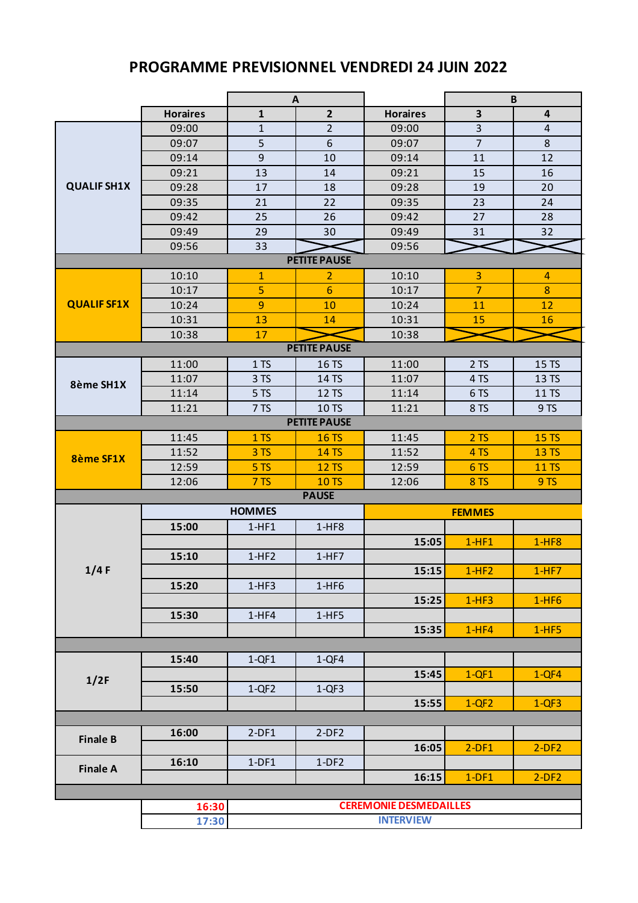# PROGRAMME PREVISIONNEL VENDREDI 24 JUIN 2022

| | | A | | | B | |
|---|---|---|---|---|---|---|
| | Horaires | 1 | 2 | Horaires | 3 | 4 |
| QUALIF SH1X | 09:00 | 1 | 2 | 09:00 | 3 | 4 |
| | 09:07 | 5 | 6 | 09:07 | 7 | 8 |
| | 09:14 | 9 | 10 | 09:14 | 11 | 12 |
| | 09:21 | 13 | 14 | 09:21 | 15 | 16 |
| | 09:28 | 17 | 18 | 09:28 | 19 | 20 |
| | 09:35 | 21 | 22 | 09:35 | 23 | 24 |
| | 09:42 | 25 | 26 | 09:42 | 27 | 28 |
| | 09:49 | 29 | 30 | 09:49 | 31 | 32 |
| | 09:56 | 33 | X | 09:56 | X | X |
| PETITE PAUSE | | | | | | |
| QUALIF SF1X | 10:10 | 1 | 2 | 10:10 | 3 | 4 |
| | 10:17 | 5 | 6 | 10:17 | 7 | 8 |
| | 10:24 | 9 | 10 | 10:24 | 11 | 12 |
| | 10:31 | 13 | 14 | 10:31 | 15 | 16 |
| | 10:38 | 17 | X | 10:38 | X | X |
| PETITE PAUSE | | | | | | |
| 8ème SH1X | 11:00 | 1 TS | 16 TS | 11:00 | 2 TS | 15 TS |
| | 11:07 | 3 TS | 14 TS | 11:07 | 4 TS | 13 TS |
| | 11:14 | 5 TS | 12 TS | 11:14 | 6 TS | 11 TS |
| | 11:21 | 7 TS | 10 TS | 11:21 | 8 TS | 9 TS |
| PETITE PAUSE | | | | | | |
| 8ème SF1X | 11:45 | 1 TS | 16 TS | 11:45 | 2 TS | 15 TS |
| | 11:52 | 3 TS | 14 TS | 11:52 | 4 TS | 13 TS |
| | 12:59 | 5 TS | 12 TS | 12:59 | 6 TS | 11 TS |
| | 12:06 | 7 TS | 10 TS | 12:06 | 8 TS | 9 TS |
| PAUSE | | | | | | |
| 1/4 F | HOMMES | | | FEMMES | | |
| | 15:00 | 1-HF1 | 1-HF8 | | | |
| | | | | 15:05 | 1-HF1 | 1-HF8 |
| | 15:10 | 1-HF2 | 1-HF7 | | | |
| | | | | 15:15 | 1-HF2 | 1-HF7 |
| | 15:20 | 1-HF3 | 1-HF6 | | | |
| | | | | 15:25 | 1-HF3 | 1-HF6 |
| | 15:30 | 1-HF4 | 1-HF5 | | | |
| | | | | 15:35 | 1-HF4 | 1-HF5 |
| 1/2F | 15:40 | 1-QF1 | 1-QF4 | | | |
| | | | | 15:45 | 1-QF1 | 1-QF4 |
| | 15:50 | 1-QF2 | 1-QF3 | | | |
| | | | | 15:55 | 1-QF2 | 1-QF3 |
| Finale B | 16:00 | 2-DF1 | 2-DF2 | | | |
| | | | | 16:05 | 2-DF1 | 2-DF2 |
| Finale A | 16:10 | 1-DF1 | 1-DF2 | | | |
| | | | | 16:15 | 1-DF1 | 2-DF2 |
| | 16:30 | CEREMONIE DESMEDAILLES | | | | |
| | 17:30 | INTERVIEW | | | | |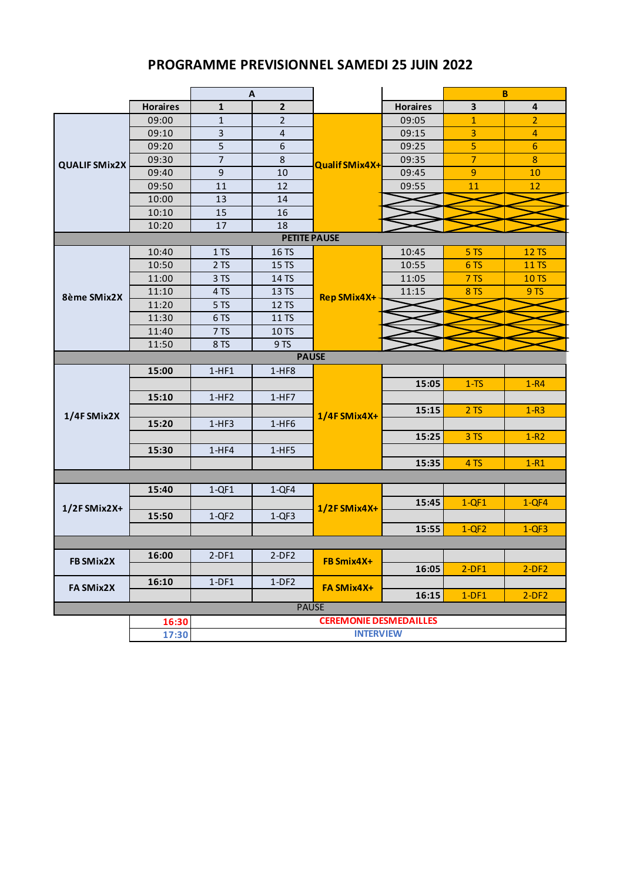# PROGRAMME PREVISIONNEL SAMEDI 25 JUIN 2022

| | | A | | | | B | |
|---|---|---|---|---|---|---|---|
| | Horaires | 1 | 2 | | Horaires | 3 | 4 |
| QUALIF SMix2X | 09:00 | 1 | 2 | Qualif SMix4X+ | 09:05 | 1 | 2 |
| | 09:10 | 3 | 4 | | 09:15 | 3 | 4 |
| | 09:20 | 5 | 6 | | 09:25 | 5 | 6 |
| | 09:30 | 7 | 8 | | 09:35 | 7 | 8 |
| | 09:40 | 9 | 10 | | 09:45 | 9 | 10 |
| | 09:50 | 11 | 12 | | 09:55 | 11 | 12 |
| | 10:00 | 13 | 14 | | | | |
| | 10:10 | 15 | 16 | | | | |
| | 10:20 | 17 | 18 | | | | |
| PETITE PAUSE | | | | | | | |
| 8ème SMix2X | 10:40 | 1 TS | 16 TS | Rep SMix4X+ | 10:45 | 5 TS | 12 TS |
| | 10:50 | 2 TS | 15 TS | | 10:55 | 6 TS | 11 TS |
| | 11:00 | 3 TS | 14 TS | | 11:05 | 7 TS | 10 TS |
| | 11:10 | 4 TS | 13 TS | | 11:15 | 8 TS | 9 TS |
| | 11:20 | 5 TS | 12 TS | | | | |
| | 11:30 | 6 TS | 11 TS | | | | |
| | 11:40 | 7 TS | 10 TS | | | | |
| | 11:50 | 8 TS | 9 TS | | | | |
| PAUSE | | | | | | | |
| 1/4F SMix2X | 15:00 | 1-HF1 | 1-HF8 | 1/4F SMix4X+ | | | |
| | | | | | 15:05 | 1-TS | 1-R4 |
| | 15:10 | 1-HF2 | 1-HF7 | | | | |
| | | | | | 15:15 | 2 TS | 1-R3 |
| | 15:20 | 1-HF3 | 1-HF6 | | | | |
| | | | | | 15:25 | 3 TS | 1-R2 |
| | 15:30 | 1-HF4 | 1-HF5 | | | | |
| | | | | | 15:35 | 4 TS | 1-R1 |
| | | | | | | | |
| 1/2F SMix2X+ | 15:40 | 1-QF1 | 1-QF4 | 1/2F SMix4X+ | | | |
| | | | | | 15:45 | 1-QF1 | 1-QF4 |
| | 15:50 | 1-QF2 | 1-QF3 | | | | |
| | | | | | 15:55 | 1-QF2 | 1-QF3 |
| | | | | | | | |
| FB SMix2X | 16:00 | 2-DF1 | 2-DF2 | FB Smix4X+ | | | |
| | | | | | 16:05 | 2-DF1 | 2-DF2 |
| FA SMix2X | 16:10 | 1-DF1 | 1-DF2 | FA SMix4X+ | | | |
| | | | | | 16:15 | 1-DF1 | 2-DF2 |
| PAUSE | | | | | | | |
| | 16:30 | CEREMONIE DESMEDAILLES | | | | | |
| | 17:30 | INTERVIEW | | | | | |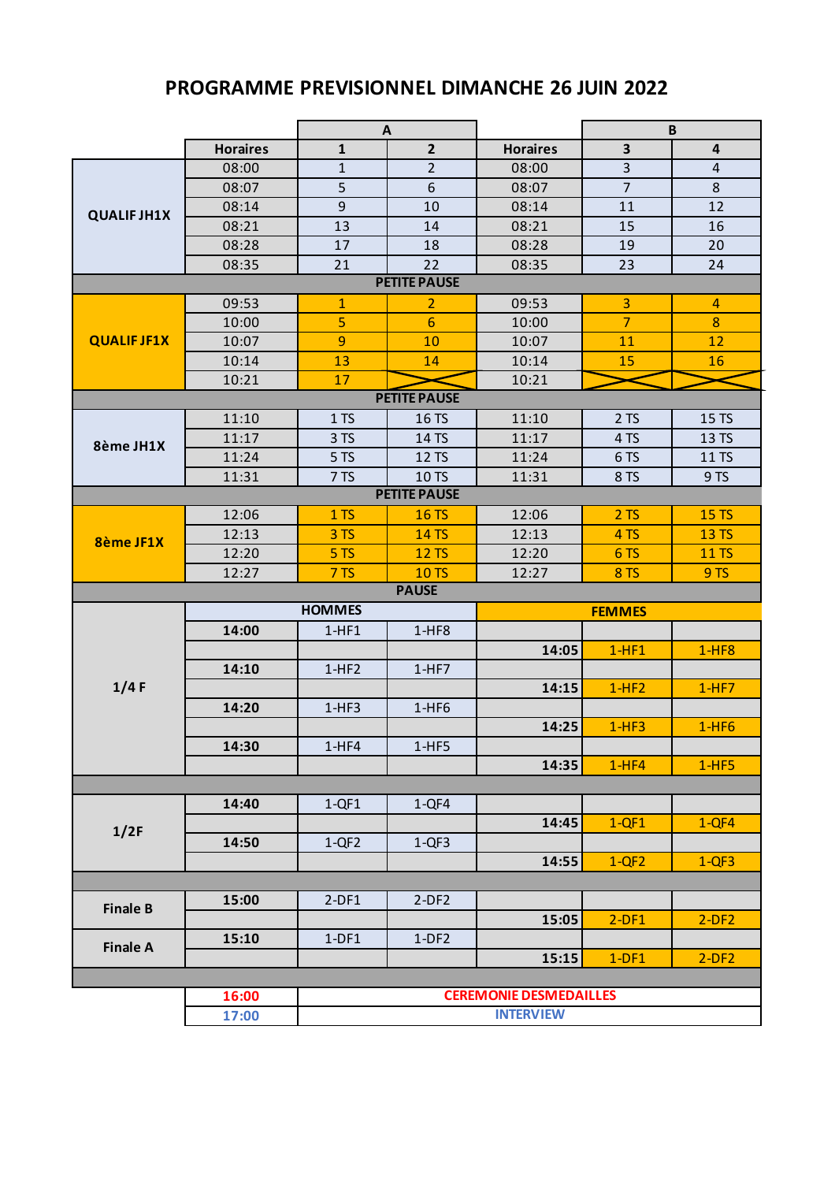# PROGRAMME PREVISIONNEL DIMANCHE 26 JUIN 2022

| | | A | | | B | |
|---|---|---|---|---|---|---|
| | Horaires | 1 | 2 | Horaires | 3 | 4 |
| QUALIF JH1X | 08:00 | 1 | 2 | 08:00 | 3 | 4 |
| | 08:07 | 5 | 6 | 08:07 | 7 | 8 |
| | 08:14 | 9 | 10 | 08:14 | 11 | 12 |
| | 08:21 | 13 | 14 | 08:21 | 15 | 16 |
| | 08:28 | 17 | 18 | 08:28 | 19 | 20 |
| | 08:35 | 21 | 22 | 08:35 | 23 | 24 |
| PETITE PAUSE | | | | | | |
| QUALIF JF1X | 09:53 | 1 | 2 | 09:53 | 3 | 4 |
| | 10:00 | 5 | 6 | 10:00 | 7 | 8 |
| | 10:07 | 9 | 10 | 10:07 | 11 | 12 |
| | 10:14 | 13 | 14 | 10:14 | 15 | 16 |
| | 10:21 | 17 | X | 10:21 | X | X |
| PETITE PAUSE | | | | | | |
| 8ème JH1X | 11:10 | 1 TS | 16 TS | 11:10 | 2 TS | 15 TS |
| | 11:17 | 3 TS | 14 TS | 11:17 | 4 TS | 13 TS |
| | 11:24 | 5 TS | 12 TS | 11:24 | 6 TS | 11 TS |
| | 11:31 | 7 TS | 10 TS | 11:31 | 8 TS | 9 TS |
| PETITE PAUSE | | | | | | |
| 8ème JF1X | 12:06 | 1 TS | 16 TS | 12:06 | 2 TS | 15 TS |
| | 12:13 | 3 TS | 14 TS | 12:13 | 4 TS | 13 TS |
| | 12:20 | 5 TS | 12 TS | 12:20 | 6 TS | 11 TS |
| | 12:27 | 7 TS | 10 TS | 12:27 | 8 TS | 9 TS |
| PAUSE | | | | | | |
| | HOMMES | | | FEMMES | | |
| 1/4 F | **14:00** | 1-HF1 | 1-HF8 | | | |
| | | | | **14:05** | 1-HF1 | 1-HF8 |
| | **14:10** | 1-HF2 | 1-HF7 | | | |
| | | | | **14:15** | 1-HF2 | 1-HF7 |
| | **14:20** | 1-HF3 | 1-HF6 | | | |
| | | | | **14:25** | 1-HF3 | 1-HF6 |
| | **14:30** | 1-HF4 | 1-HF5 | | | |
| | | | | **14:35** | 1-HF4 | 1-HF5 |
| | | | | | | |
| 1/2F | **14:40** | 1-QF1 | 1-QF4 | | | |
| | | | | **14:45** | 1-QF1 | 1-QF4 |
| | **14:50** | 1-QF2 | 1-QF3 | | | |
| | | | | **14:55** | 1-QF2 | 1-QF3 |
| | | | | | | |
| Finale B | **15:00** | 2-DF1 | 2-DF2 | | | |
| | | | | **15:05** | 2-DF1 | 2-DF2 |
| Finale A | **15:10** | 1-DF1 | 1-DF2 | | | |
| | | | | **15:15** | 1-DF1 | 2-DF2 |
| | | | | | | |
| | **16:00** | CEREMONIE DESMEDAILLES | | | | |
| | **17:00** | INTERVIEW | | | | |